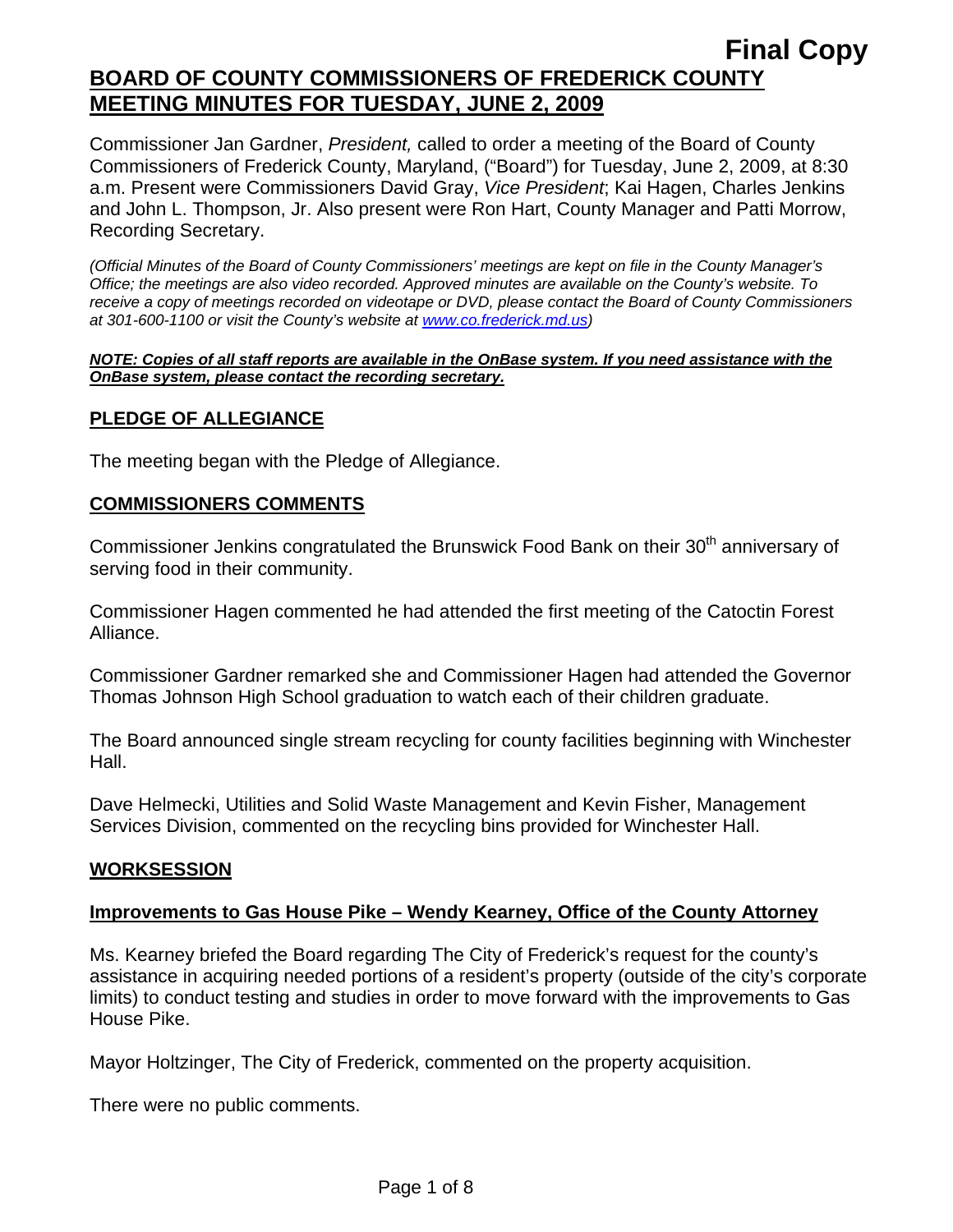Final Copy

# BOARD OF COUNTY COMMISSIONERS OF FREDERICK COUNTY MEETING MINUTES FOR TUESDAY, JUNE 2, 2009

Commissioner Jan Gardner, *President,* called to order a meeting of the Board of County Commissioners of Frederick County, Maryland, ("Board") for Tuesday, June 2, 2009, at 8:30 a.m. Present were Commissioners David Gray, *Vice President*; Kai Hagen, Charles Jenkins and John L. Thompson, Jr. Also present were Ron Hart, County Manager and Patti Morrow, Recording Secretary.

*(Official Minutes of the Board of County Commissioners' meetings are kept on file in the County Manager's Office; the meetings are also video recorded. Approved minutes are available on the County's website. To receive a copy of meetings recorded on videotape or DVD, please contact the Board of County Commissioners at 301-600-1100 or visit the County's website at www.co.frederick.md.us)*

***NOTE: Copies of all staff reports are available in the OnBase system. If you need assistance with the OnBase system, please contact the recording secretary.***

## PLEDGE OF ALLEGIANCE

The meeting began with the Pledge of Allegiance.

## COMMISSIONERS COMMENTS

Commissioner Jenkins congratulated the Brunswick Food Bank on their 30th anniversary of serving food in their community.

Commissioner Hagen commented he had attended the first meeting of the Catoctin Forest Alliance.

Commissioner Gardner remarked she and Commissioner Hagen had attended the Governor Thomas Johnson High School graduation to watch each of their children graduate.

The Board announced single stream recycling for county facilities beginning with Winchester Hall.

Dave Helmecki, Utilities and Solid Waste Management and Kevin Fisher, Management Services Division, commented on the recycling bins provided for Winchester Hall.

## WORKSESSION

### Improvements to Gas House Pike – Wendy Kearney, Office of the County Attorney

Ms. Kearney briefed the Board regarding The City of Frederick's request for the county's assistance in acquiring needed portions of a resident's property (outside of the city's corporate limits) to conduct testing and studies in order to move forward with the improvements to Gas House Pike.

Mayor Holtzinger, The City of Frederick, commented on the property acquisition.

There were no public comments.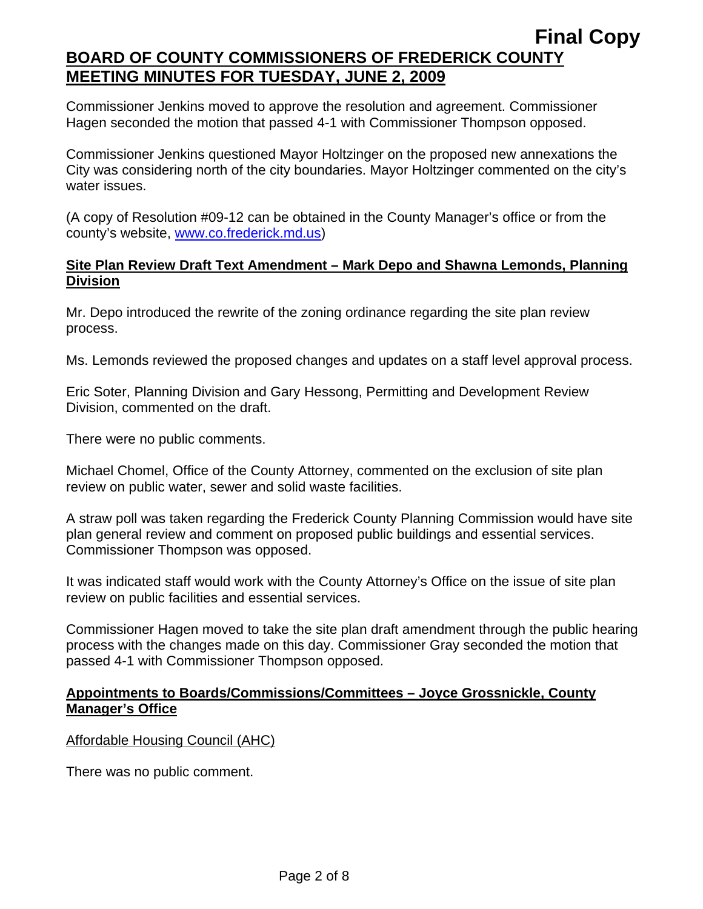Commissioner Jenkins moved to approve the resolution and agreement. Commissioner Hagen seconded the motion that passed 4-1 with Commissioner Thompson opposed.

Commissioner Jenkins questioned Mayor Holtzinger on the proposed new annexations the City was considering north of the city boundaries. Mayor Holtzinger commented on the city's water issues.

(A copy of Resolution #09-12 can be obtained in the County Manager's office or from the county's website, www.co.frederick.md.us)

**Site Plan Review Draft Text Amendment – Mark Depo and Shawna Lemonds, Planning Division**

Mr. Depo introduced the rewrite of the zoning ordinance regarding the site plan review process.

Ms. Lemonds reviewed the proposed changes and updates on a staff level approval process.

Eric Soter, Planning Division and Gary Hessong, Permitting and Development Review Division, commented on the draft.

There were no public comments.

Michael Chomel, Office of the County Attorney, commented on the exclusion of site plan review on public water, sewer and solid waste facilities.

A straw poll was taken regarding the Frederick County Planning Commission would have site plan general review and comment on proposed public buildings and essential services. Commissioner Thompson was opposed.

It was indicated staff would work with the County Attorney's Office on the issue of site plan review on public facilities and essential services.

Commissioner Hagen moved to take the site plan draft amendment through the public hearing process with the changes made on this day. Commissioner Gray seconded the motion that passed 4-1 with Commissioner Thompson opposed.

**Appointments to Boards/Commissions/Committees – Joyce Grossnickle, County Manager's Office**

Affordable Housing Council (AHC)

There was no public comment.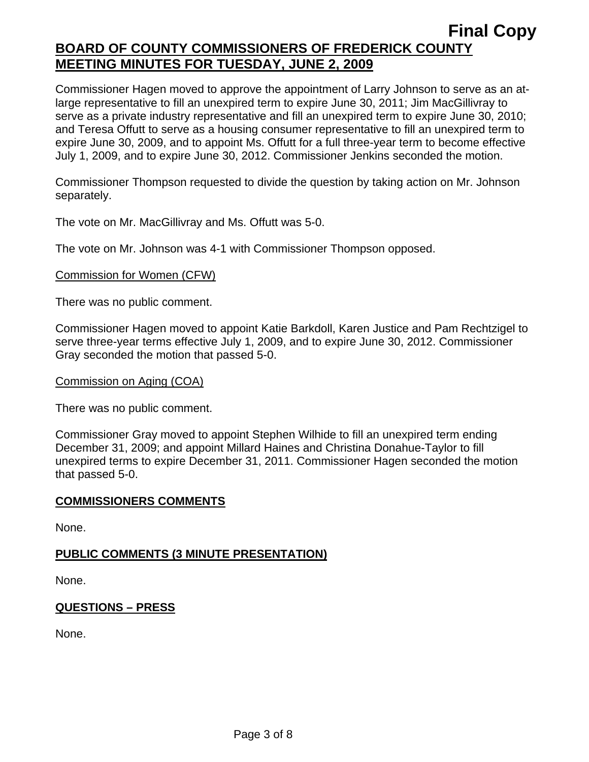Commissioner Hagen moved to approve the appointment of Larry Johnson to serve as an at-large representative to fill an unexpired term to expire June 30, 2011; Jim MacGillivray to serve as a private industry representative and fill an unexpired term to expire June 30, 2010; and Teresa Offutt to serve as a housing consumer representative to fill an unexpired term to expire June 30, 2009, and to appoint Ms. Offutt for a full three-year term to become effective July 1, 2009, and to expire June 30, 2012. Commissioner Jenkins seconded the motion.

Commissioner Thompson requested to divide the question by taking action on Mr. Johnson separately.

The vote on Mr. MacGillivray and Ms. Offutt was 5-0.

The vote on Mr. Johnson was 4-1 with Commissioner Thompson opposed.

Commission for Women (CFW)

There was no public comment.

Commissioner Hagen moved to appoint Katie Barkdoll, Karen Justice and Pam Rechtzigel to serve three-year terms effective July 1, 2009, and to expire June 30, 2012. Commissioner Gray seconded the motion that passed 5-0.

Commission on Aging (COA)

There was no public comment.

Commissioner Gray moved to appoint Stephen Wilhide to fill an unexpired term ending December 31, 2009; and appoint Millard Haines and Christina Donahue-Taylor to fill unexpired terms to expire December 31, 2011. Commissioner Hagen seconded the motion that passed 5-0.

## COMMISSIONERS COMMENTS

None.

## PUBLIC COMMENTS (3 MINUTE PRESENTATION)

None.

## QUESTIONS – PRESS

None.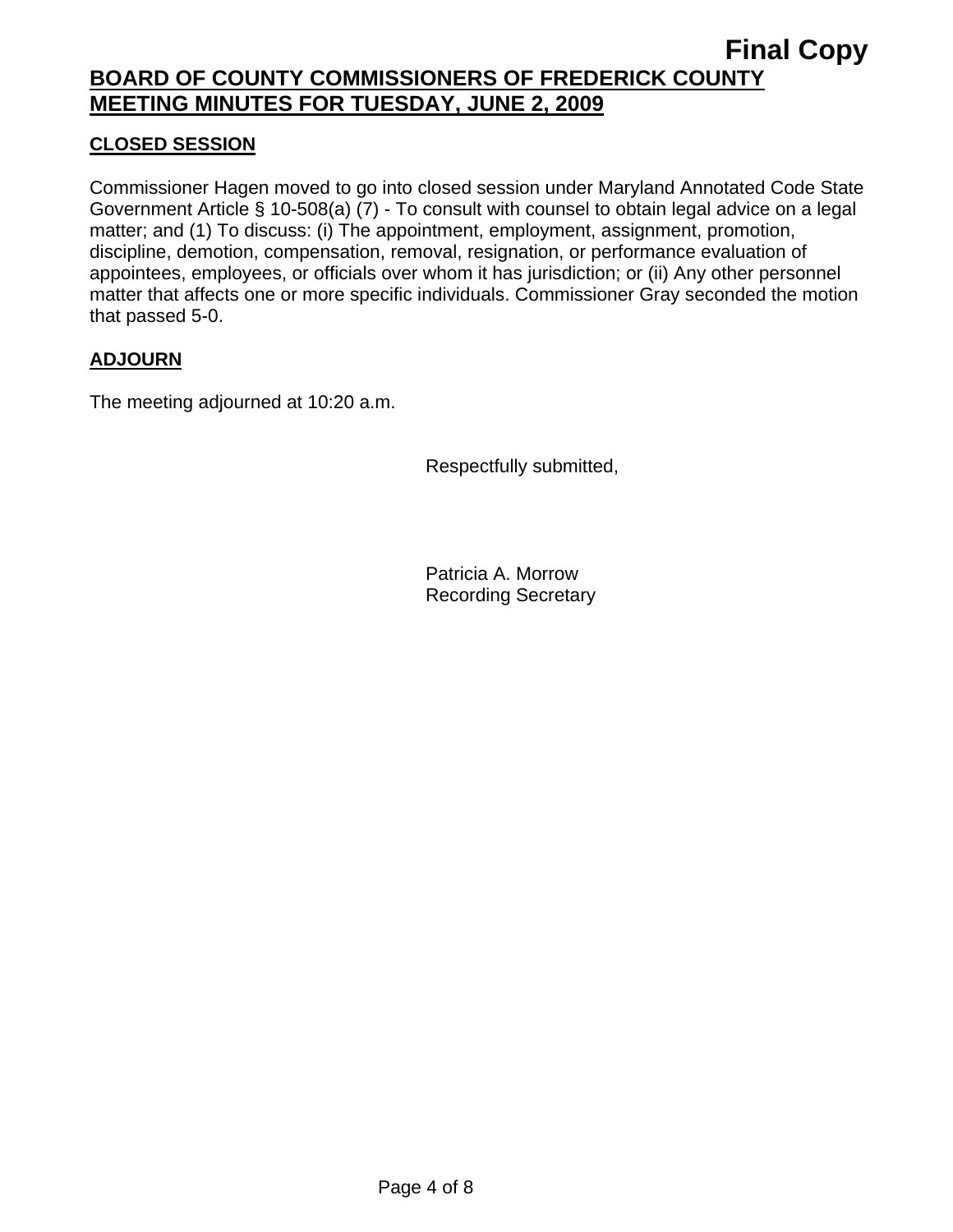**Final Copy**

**BOARD OF COUNTY COMMISSIONERS OF FREDERICK COUNTY**
**MEETING MINUTES FOR TUESDAY, JUNE 2, 2009**

## CLOSED SESSION

Commissioner Hagen moved to go into closed session under Maryland Annotated Code State Government Article § 10-508(a) (7) - To consult with counsel to obtain legal advice on a legal matter; and (1) To discuss: (i) The appointment, employment, assignment, promotion, discipline, demotion, compensation, removal, resignation, or performance evaluation of appointees, employees, or officials over whom it has jurisdiction; or (ii) Any other personnel matter that affects one or more specific individuals. Commissioner Gray seconded the motion that passed 5-0.

## ADJOURN

The meeting adjourned at 10:20 a.m.

Respectfully submitted,

Patricia A. Morrow
Recording Secretary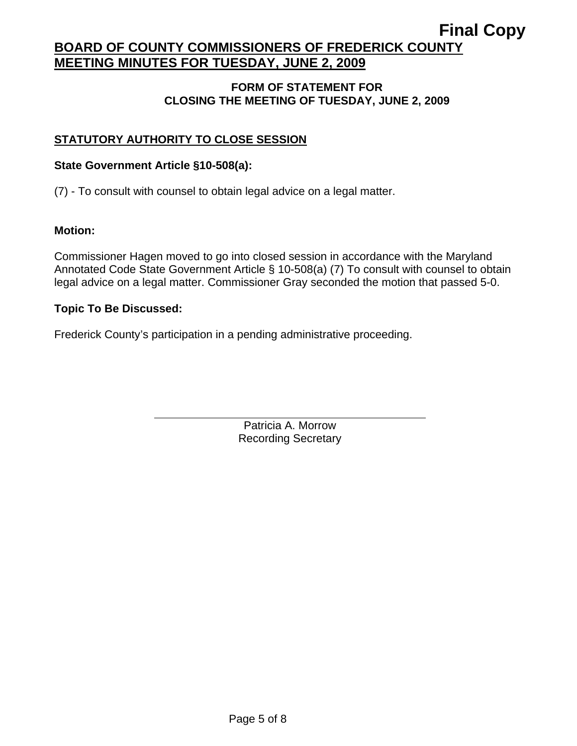Final Copy

# BOARD OF COUNTY COMMISSIONERS OF FREDERICK COUNTY MEETING MINUTES FOR TUESDAY, JUNE 2, 2009

## FORM OF STATEMENT FOR CLOSING THE MEETING OF TUESDAY, JUNE 2, 2009

### STATUTORY AUTHORITY TO CLOSE SESSION

**State Government Article §10-508(a):**

(7) - To consult with counsel to obtain legal advice on a legal matter.

**Motion:**

Commissioner Hagen moved to go into closed session in accordance with the Maryland Annotated Code State Government Article § 10-508(a) (7) To consult with counsel to obtain legal advice on a legal matter. Commissioner Gray seconded the motion that passed 5-0.

**Topic To Be Discussed:**

Frederick County's participation in a pending administrative proceeding.

Patricia A. Morrow
Recording Secretary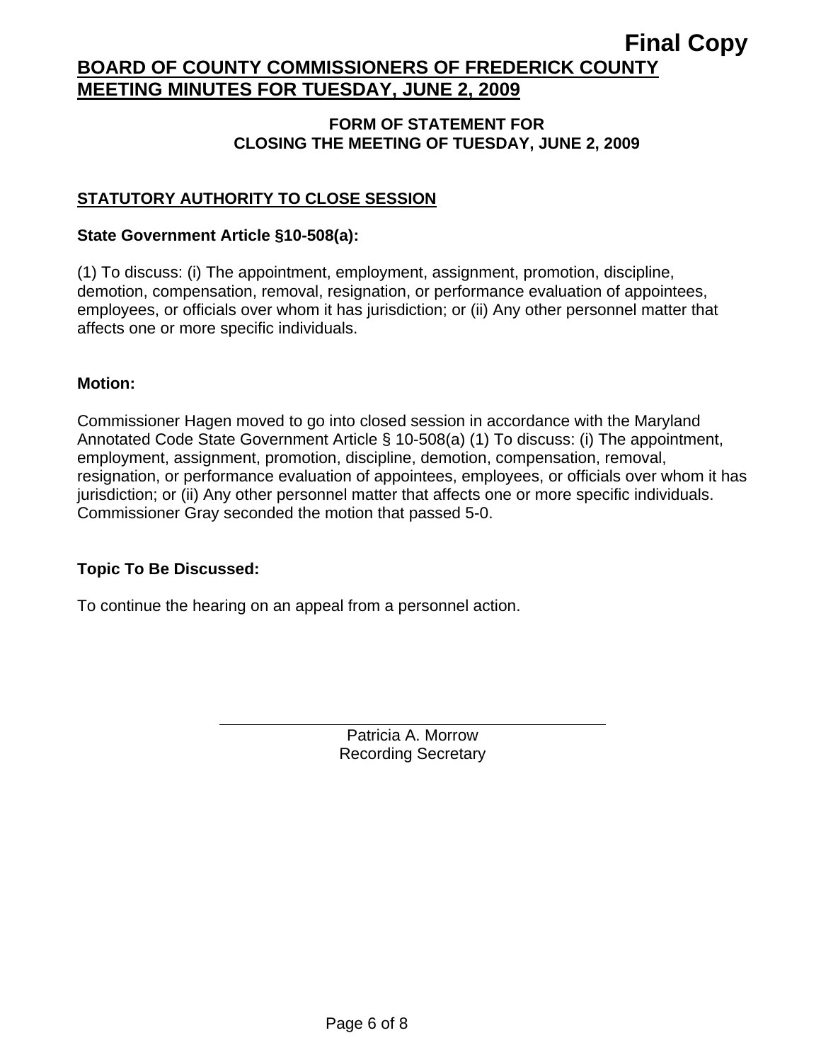Final Copy

# BOARD OF COUNTY COMMISSIONERS OF FREDERICK COUNTY MEETING MINUTES FOR TUESDAY, JUNE 2, 2009

## FORM OF STATEMENT FOR CLOSING THE MEETING OF TUESDAY, JUNE 2, 2009

### STATUTORY AUTHORITY TO CLOSE SESSION

**State Government Article §10-508(a):**

(1) To discuss: (i) The appointment, employment, assignment, promotion, discipline, demotion, compensation, removal, resignation, or performance evaluation of appointees, employees, or officials over whom it has jurisdiction; or (ii) Any other personnel matter that affects one or more specific individuals.

**Motion:**

Commissioner Hagen moved to go into closed session in accordance with the Maryland Annotated Code State Government Article § 10-508(a) (1) To discuss: (i) The appointment, employment, assignment, promotion, discipline, demotion, compensation, removal, resignation, or performance evaluation of appointees, employees, or officials over whom it has jurisdiction; or (ii) Any other personnel matter that affects one or more specific individuals. Commissioner Gray seconded the motion that passed 5-0.

**Topic To Be Discussed:**

To continue the hearing on an appeal from a personnel action.

Patricia A. Morrow
Recording Secretary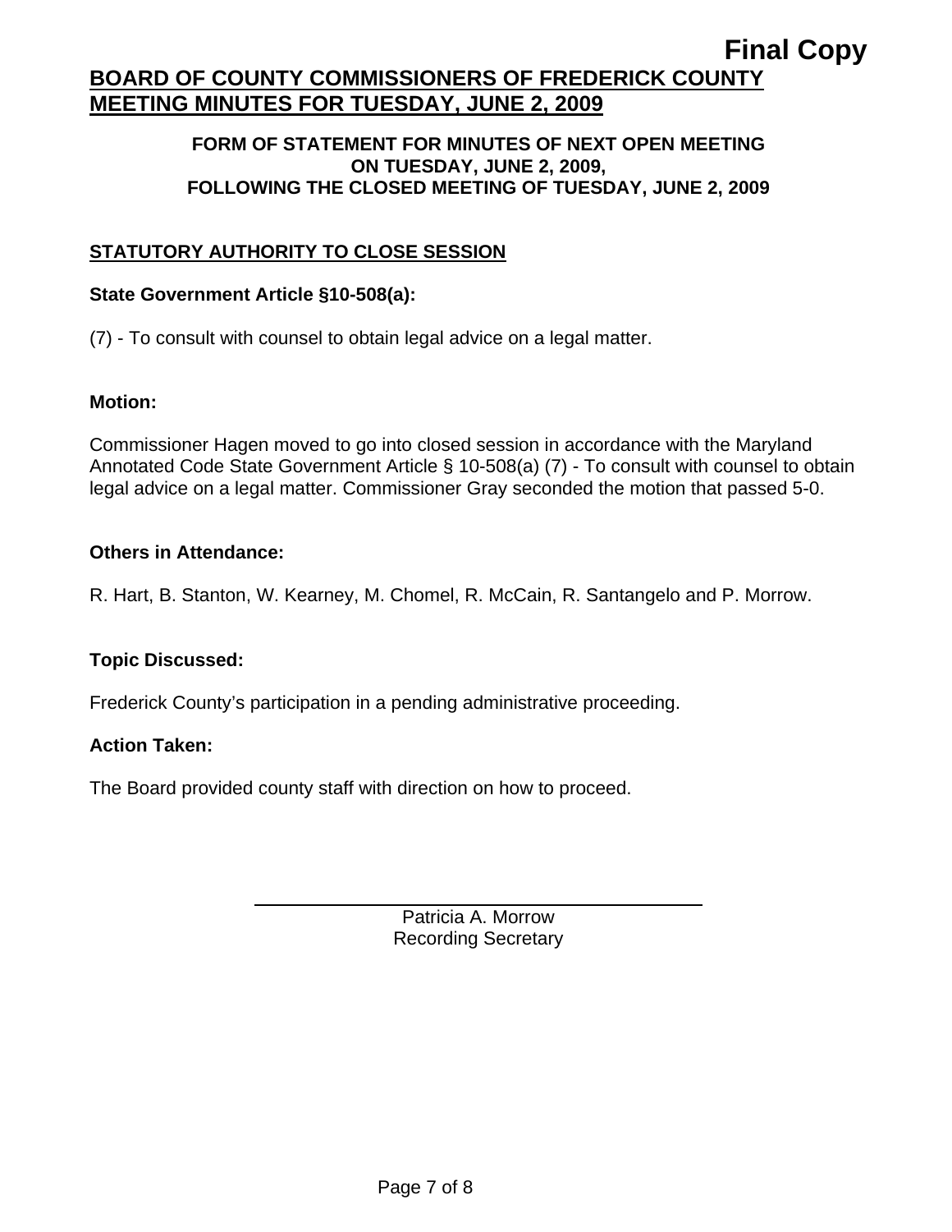**Final Copy**

# BOARD OF COUNTY COMMISSIONERS OF FREDERICK COUNTY MEETING MINUTES FOR TUESDAY, JUNE 2, 2009

**FORM OF STATEMENT FOR MINUTES OF NEXT OPEN MEETING ON TUESDAY, JUNE 2, 2009, FOLLOWING THE CLOSED MEETING OF TUESDAY, JUNE 2, 2009**

## STATUTORY AUTHORITY TO CLOSE SESSION

**State Government Article §10-508(a):**

(7) - To consult with counsel to obtain legal advice on a legal matter.

**Motion:**

Commissioner Hagen moved to go into closed session in accordance with the Maryland Annotated Code State Government Article § 10-508(a) (7) - To consult with counsel to obtain legal advice on a legal matter. Commissioner Gray seconded the motion that passed 5-0.

**Others in Attendance:**

R. Hart, B. Stanton, W. Kearney, M. Chomel, R. McCain, R. Santangelo and P. Morrow.

**Topic Discussed:**

Frederick County's participation in a pending administrative proceeding.

**Action Taken:**

The Board provided county staff with direction on how to proceed.

Patricia A. Morrow
Recording Secretary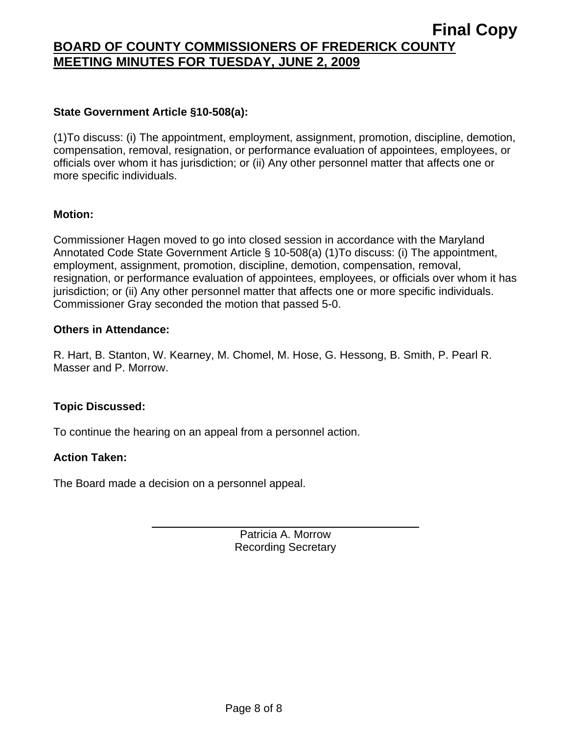**Final Copy**

# BOARD OF COUNTY COMMISSIONERS OF FREDERICK COUNTY MEETING MINUTES FOR TUESDAY, JUNE 2, 2009

**State Government Article §10-508(a):**

(1)To discuss: (i) The appointment, employment, assignment, promotion, discipline, demotion, compensation, removal, resignation, or performance evaluation of appointees, employees, or officials over whom it has jurisdiction; or (ii) Any other personnel matter that affects one or more specific individuals.

**Motion:**

Commissioner Hagen moved to go into closed session in accordance with the Maryland Annotated Code State Government Article § 10-508(a) (1)To discuss: (i) The appointment, employment, assignment, promotion, discipline, demotion, compensation, removal, resignation, or performance evaluation of appointees, employees, or officials over whom it has jurisdiction; or (ii) Any other personnel matter that affects one or more specific individuals. Commissioner Gray seconded the motion that passed 5-0.

**Others in Attendance:**

R. Hart, B. Stanton, W. Kearney, M. Chomel, M. Hose, G. Hessong, B. Smith, P. Pearl R. Masser and P. Morrow.

**Topic Discussed:**

To continue the hearing on an appeal from a personnel action.

**Action Taken:**

The Board made a decision on a personnel appeal.

Patricia A. Morrow
Recording Secretary